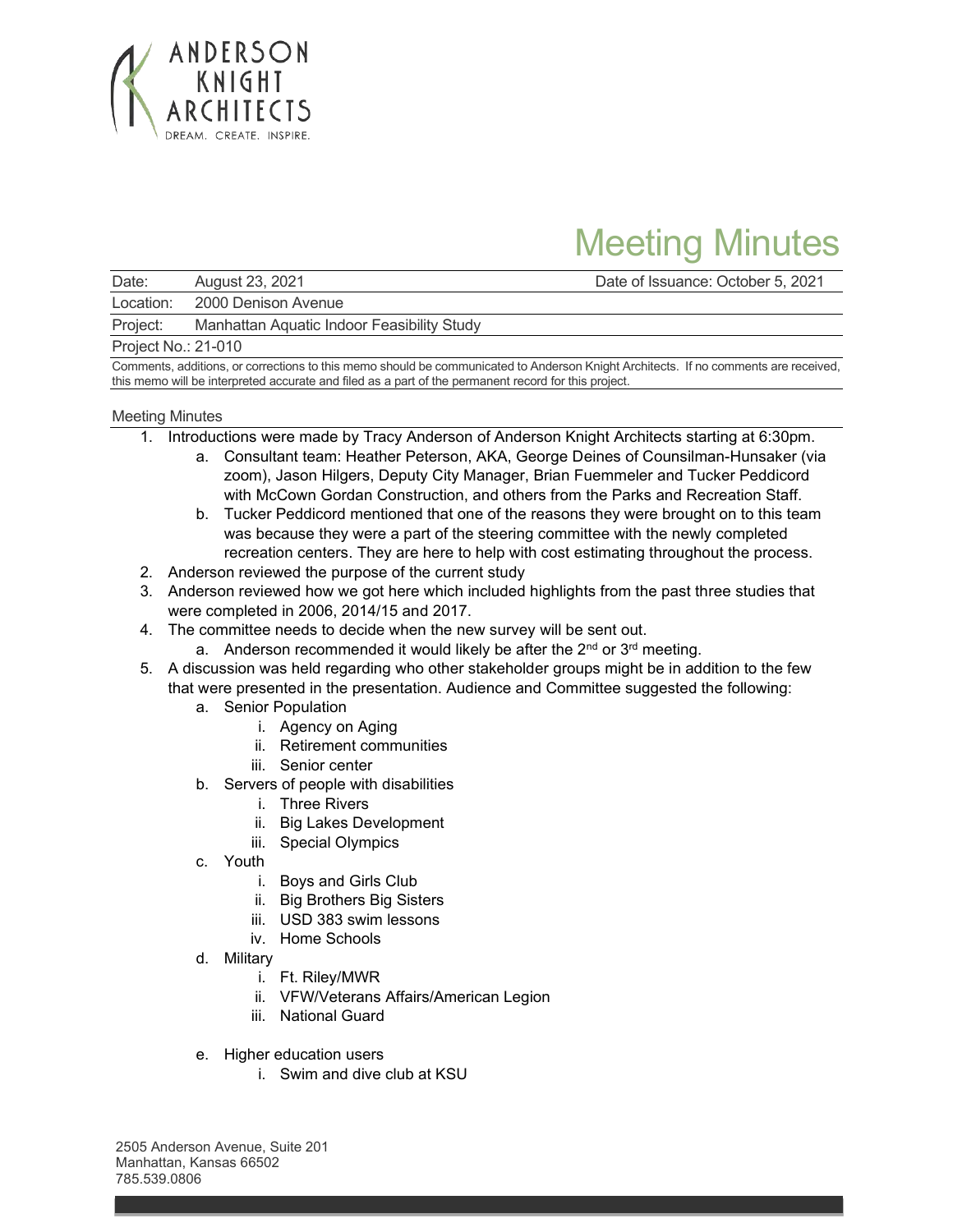ANDERSON KNIGHT ARCHITECTS
DREAM. CREATE. INSPIRE.

# Meeting Minutes

| Date: | August 23, 2021 | Date of Issuance: October 5, 2021 |
|---|---|---|
| Location: | 2000 Denison Avenue | |
| Project: | Manhattan Aquatic Indoor Feasibility Study | |
| Project No.: | 21-010 | |

Comments, additions, or corrections to this memo should be communicated to Anderson Knight Architects. If no comments are received, this memo will be interpreted accurate and filed as a part of the permanent record for this project.

## Meeting Minutes

1. Introductions were made by Tracy Anderson of Anderson Knight Architects starting at 6:30pm.
   a. Consultant team: Heather Peterson, AKA, George Deines of Counsilman-Hunsaker (via zoom), Jason Hilgers, Deputy City Manager, Brian Fuemmeler and Tucker Peddicord with McCown Gordan Construction, and others from the Parks and Recreation Staff.
   b. Tucker Peddicord mentioned that one of the reasons they were brought on to this team was because they were a part of the steering committee with the newly completed recreation centers. They are here to help with cost estimating throughout the process.
2. Anderson reviewed the purpose of the current study
3. Anderson reviewed how we got here which included highlights from the past three studies that were completed in 2006, 2014/15 and 2017.
4. The committee needs to decide when the new survey will be sent out.
   a. Anderson recommended it would likely be after the 2nd or 3rd meeting.
5. A discussion was held regarding who other stakeholder groups might be in addition to the few that were presented in the presentation. Audience and Committee suggested the following:
   a. Senior Population
      i. Agency on Aging
      ii. Retirement communities
      iii. Senior center
   b. Servers of people with disabilities
      i. Three Rivers
      ii. Big Lakes Development
      iii. Special Olympics
   c. Youth
      i. Boys and Girls Club
      ii. Big Brothers Big Sisters
      iii. USD 383 swim lessons
      iv. Home Schools
   d. Military
      i. Ft. Riley/MWR
      ii. VFW/Veterans Affairs/American Legion
      iii. National Guard
   e. Higher education users
      i. Swim and dive club at KSU

2505 Anderson Avenue, Suite 201
Manhattan, Kansas 66502
785.539.0806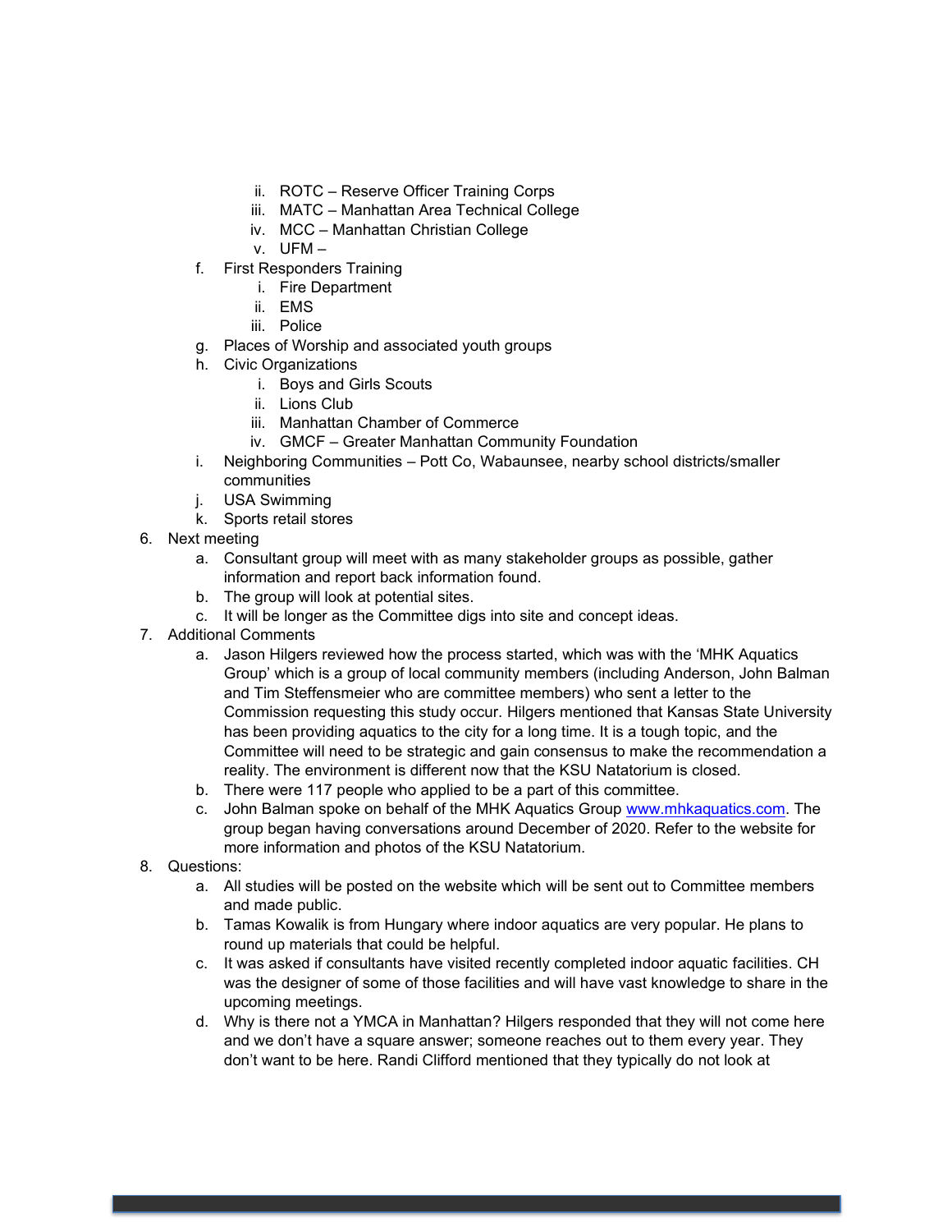- ii. ROTC – Reserve Officer Training Corps
   - iii. MATC – Manhattan Area Technical College
   - iv. MCC – Manhattan Christian College
   - v. UFM –
   
   f. First Responders Training
   - i. Fire Department
   - ii. EMS
   - iii. Police
   
   g. Places of Worship and associated youth groups
   
   h. Civic Organizations
   - i. Boys and Girls Scouts
   - ii. Lions Club
   - iii. Manhattan Chamber of Commerce
   - iv. GMCF – Greater Manhattan Community Foundation
   
   i. Neighboring Communities – Pott Co, Wabaunsee, nearby school districts/smaller communities
   
   j. USA Swimming
   
   k. Sports retail stores

6. Next meeting
   - a. Consultant group will meet with as many stakeholder groups as possible, gather information and report back information found.
   - b. The group will look at potential sites.
   - c. It will be longer as the Committee digs into site and concept ideas.

7. Additional Comments
   - a. Jason Hilgers reviewed how the process started, which was with the 'MHK Aquatics Group' which is a group of local community members (including Anderson, John Balman and Tim Steffensmeier who are committee members) who sent a letter to the Commission requesting this study occur. Hilgers mentioned that Kansas State University has been providing aquatics to the city for a long time. It is a tough topic, and the Committee will need to be strategic and gain consensus to make the recommendation a reality. The environment is different now that the KSU Natatorium is closed.
   - b. There were 117 people who applied to be a part of this committee.
   - c. John Balman spoke on behalf of the MHK Aquatics Group www.mhkaquatics.com. The group began having conversations around December of 2020. Refer to the website for more information and photos of the KSU Natatorium.

8. Questions:
   - a. All studies will be posted on the website which will be sent out to Committee members and made public.
   - b. Tamas Kowalik is from Hungary where indoor aquatics are very popular. He plans to round up materials that could be helpful.
   - c. It was asked if consultants have visited recently completed indoor aquatic facilities. CH was the designer of some of those facilities and will have vast knowledge to share in the upcoming meetings.
   - d. Why is there not a YMCA in Manhattan? Hilgers responded that they will not come here and we don't have a square answer; someone reaches out to them every year. They don't want to be here. Randi Clifford mentioned that they typically do not look at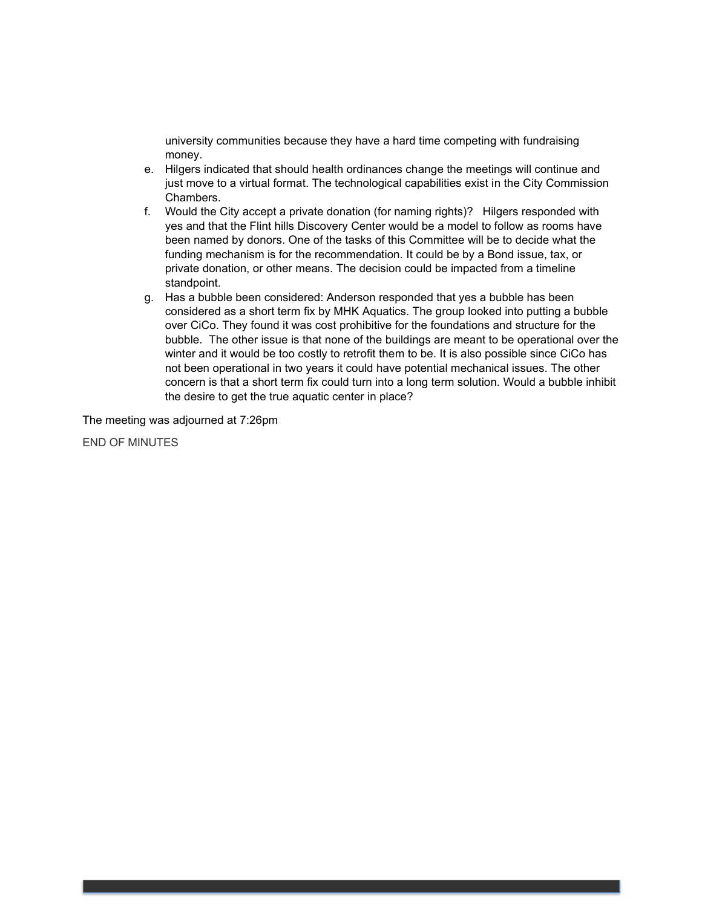university communities because they have a hard time competing with fundraising money.

e. Hilgers indicated that should health ordinances change the meetings will continue and just move to a virtual format. The technological capabilities exist in the City Commission Chambers.
f. Would the City accept a private donation (for naming rights)? Hilgers responded with yes and that the Flint hills Discovery Center would be a model to follow as rooms have been named by donors. One of the tasks of this Committee will be to decide what the funding mechanism is for the recommendation. It could be by a Bond issue, tax, or private donation, or other means. The decision could be impacted from a timeline standpoint.
g. Has a bubble been considered: Anderson responded that yes a bubble has been considered as a short term fix by MHK Aquatics. The group looked into putting a bubble over CiCo. They found it was cost prohibitive for the foundations and structure for the bubble. The other issue is that none of the buildings are meant to be operational over the winter and it would be too costly to retrofit them to be. It is also possible since CiCo has not been operational in two years it could have potential mechanical issues. The other concern is that a short term fix could turn into a long term solution. Would a bubble inhibit the desire to get the true aquatic center in place?

The meeting was adjourned at 7:26pm

END OF MINUTES